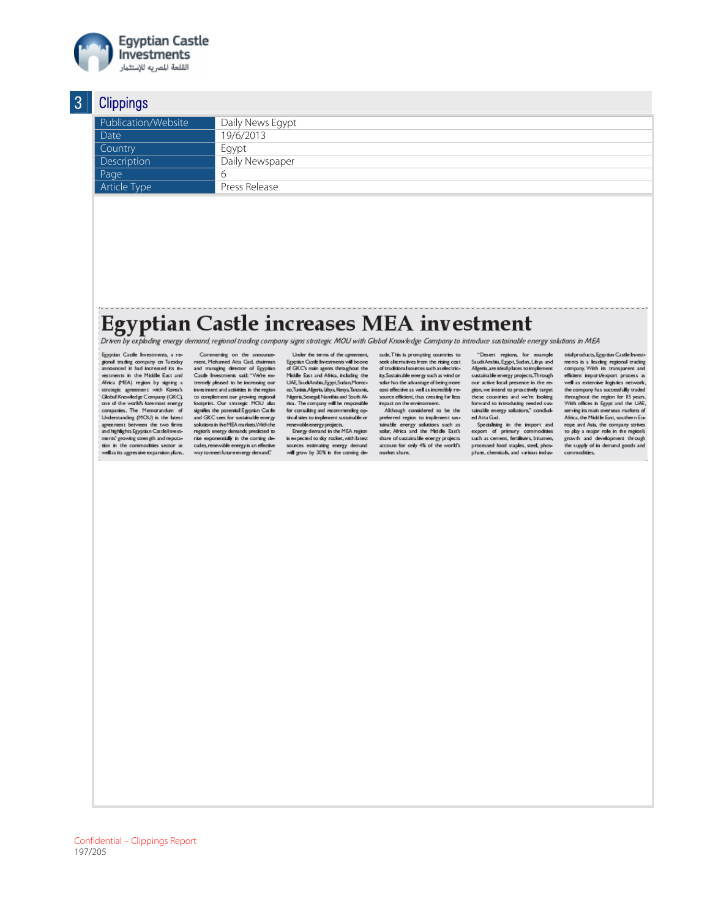## 3 Clippings

| Publication/Website | Daily News Egypt |
|---|---|
| Date | 19/6/2013 |
| Country | Egypt |
| Description | Daily Newspaper |
| Page | 6 |
| Article Type | Press Release |

# Egyptian Castle increases MEA investment

*Driven by exploding energy demand, regional trading company signs strategic MOU with Global Knowledge Company to introduce sustainable energy solutions in MEA*

Egyptian Castle Investments, a regional trading company on Tuesday announced it had increased its investments in the Middle East and Africa (MEA) region by signing a strategic agreement with Korea's Global Knowledge Company (GKC), one of the world's foremost energy companies. The Memorandum of Understanding (MOU) is the latest agreement between the two firms and highlights Egyptian Castle Investments' growing strength and reputation in the commodities sector as well as its aggressive expansion plans.

Commenting on the announcement, Mohamed Atta Gad, chairman and managing director of Egyptian Castle Investments said: "We're extremely pleased to be increasing our investment and activities in the region to complement our growing regional footprint. Our strategic MOU also signifies the potential Egyptian Castle and GKC sees for sustainable energy solutions in the MEA markets. With the region's energy demands predicted to rise exponentially in the coming decades, renewable energy is an effective way to meet future energy demand."

Under the terms of the agreement, Egyptian Castle Investments will be one of GKC's main agents throughout the Middle East and Africa, including the UAE, Saudi Arabia, Egypt, Sudan, Morocco, Tunisia, Algeria, Libya, Kenya, Tanzania, Nigeria, Senegal, Namibia and South Africa. The company will be responsible for consulting and recommending optimal sites to implement sustainable or renewable energy projects.

Energy demand in the MEA region is expected to sky rocket, with latest sources estimating energy demand will grow by 30% in the coming decade. This is prompting countries to seek alternatives from the rising cost of traditional sources such as electricity. Sustainable energy such as wind or solar has the advantage of being more cost effective as well as incredibly resource efficient, thus creating far less impact on the environment.

Although considered to be the preferred region to implement sustainable energy solutions such as solar, Africa and the Middle East's share of sustainable energy projects account for only 4% of the world's market share.

"Desert regions, for example Saudi Arabia, Egypt, Sudan, Libya and Algeria, are ideal places to implement sustainable energy projects. Through our active local presence in the region, we intend to proactively target these countries and we're looking forward to introducing needed sustainable energy solutions," concluded Atta Gad.

Specialising in the import and export of primary commodities such as cement, fertilisers, bitumen, processed food staples, steel, phosphate, chemicals and various industrial products, Egyptian Castle Investments is a leading regional trading company. With its transparent and efficient import/export process as well as extensive logistics network, the company has successfully traded throughout the region for 15 years. With offices in Egypt and the UAE, serving its main overseas markets of Africa, the Middle East, southern Europe and Asia, the company strives to play a major role in the region's growth and development through the supply of in demand goods and commodities.

Confidential – Clippings Report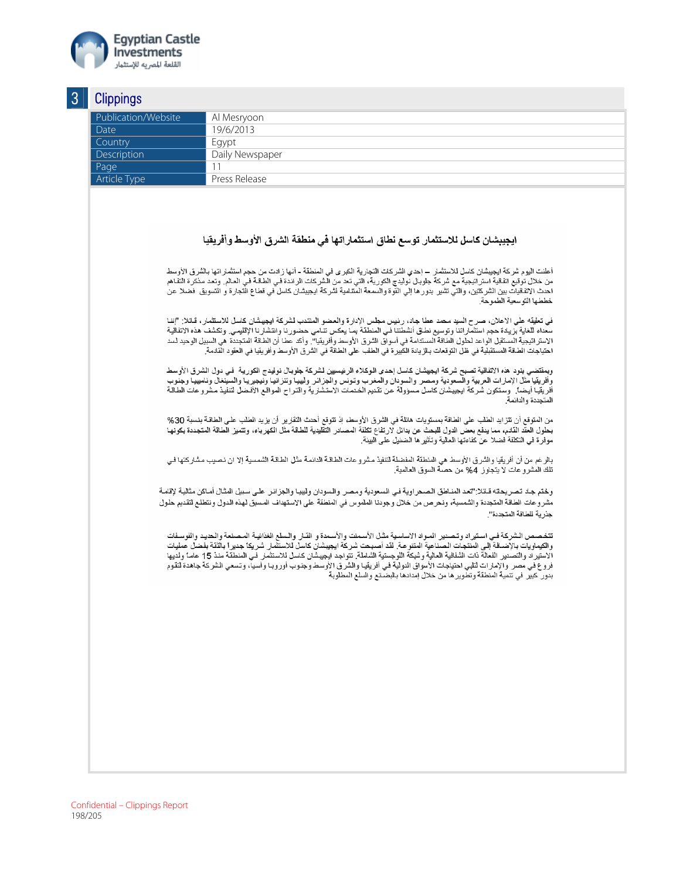Egyptian Castle Investments
القلعة المصرية للإستثمار

## 3 Clippings

| Publication/Website | Al Mesryoon |
|---|---|
| Date | 19/6/2013 |
| Country | Egypt |
| Description | Daily Newspaper |
| Page | 11 |
| Article Type | Press Release |

### ايجيبشان كاسل للاستثمار توسع نطاق استثماراتها في منطقة الشرق الأوسط وأفريقيا

أعلنت اليوم شركة ايجيبشان كاسل للاستثمار – إحدي الشركات التجارية الكبرى في المنطقة - أنها زادت من حجم استثماراتها بالشرق الأوسط من خلال توقيع اتفاقية استراتيجية مع شركة جلوبال نوليدج الكورية، التي تعد من الشركات الرائدة في الطاقة في العالم. وتعد مذكرة التفاهم احدث الاتفاقيات بين الشركتين، والتي تشير بدورها إلي القوة والسمعة المتنامية لشركة ايجيبشان كاسل في قطاع التجارة و التسويق فضلا عن خططها التوسعية الطموحة.

في تعليقه علي الاعلان، صرح السيد محمد عطا جاد، رئيس مجلس الإدارة والعضو المنتدب لشركة ايجيبشان كاسل للاستثمار، قائلا: "إننا سعداء للغاية بزيادة حجم استثماراتنا وتوسيع نطاق أنشطتنا في المنطقة بما يعكس تنامي حضورنا وانتشارنا الإقليمي. وتكشف هذه الاتفاقية الاستراتيجية المستقبل الواعد لحلول الطاقة المستدامة في أسواق الشرق الأوسط وأفريقيا". وأكد عطا أن الطاقة المتجددة هي السبيل الوحيد لسد احتياجات الطاقة المستقبلية في ظل التوقعات بالزيادة الكبيرة في الطلب على الطاقة في الشرق الأوسط وأفريقيا في العقود القادمة.

وبمقتضى بنود هذه الاتفاقية تصبح شركة ايجيبشان كاسل إحدى الوكلاء الرئيسيين لشركة جلوبال نوليدج الكورية في دول الشرق الأوسط وأفريقيا مثل الإمارات العربية والسعودية ومصر والسودان والمغرب وتونس والجزائر وليبيا وتنزانيا ونيجيريا والسنغال وناميبيا وجنوب أفريقيا أيضا. وستكون شركة ايجيبشان كاسل مسؤولة عن تقديم الخدمات الاستشارية واقتراح المواقع الأفضل لتنفيذ مشروعات الطاقة المتجددة والدائمة.

من المتوقع أن تتزايد الطلب على الطاقة بمستويات هائلة في الشرق الأوسط، إذ تتوقع أحدث التقارير أن يزيد الطلب على الطاقة بنسبة 30% بحلول العقد القادم، مما يدفع بعض الدول للبحث عن بدائل لارتفاع تكلفة المصادر التقليدية للطاقة مثل الكهرباء، وتتميز الطاقة المتجددة بكونها موفرة في التكلفة فضلا عن كفاءاتها العالية وتأثيرها الضئيل على البيئة.

بالرغم من أن أفريقيا والشرق الأوسط هي المنطقة المفضلة لتنفيذ مشروعات الطاقة الدائمة مثل الطاقة الشمسية إلا ان نصيب مشاركتها في تلك المشروعات لا يتجاوز 4% من حصة السوق العالمية.

وختم جاد تصريحاته قائلا: "تعد المناطق الصحراوية في السعودية ومصر والسودان وليبيا والجزائر على سبيل المثال أماكن مثالية لإقامة مشروعات الطاقة المتجددة والشمسية، ونحرص من خلال وجودنا الملموس في المنطقة على الاستهداف المسبق لهذه الدول ونتطلع لتقديم حلول جذرية للطاقة المتجددة."

تتخصص الشركة في استيراد وتصدير المواد الاساسية مثل الأسمنت والأسمدة و القار والسلع الغذائية المصنعة والحديد والفوسفات والكيماويات بالإضافة إلى المنتجات الصناعية المتنوعة. لقد أصبحت شركة ايجيبشان كاسل للاستثمار شريكاً جديراً بالثقة بفضل عمليات الاستيراد والتصدير الفعالة ذات الشفافية العالية وشبكة اللوجستية الشاملة. تتواجد ايجيبشان كاسل للاستثمر في المنطقة منذ 15 عاما ولديها فروع في مصر والإمارات لتلبي احتياجات الأسواق الدولية في أفريقيا والشرق الأوسط وجنوب أوروبا وأسيا، وتسعى الشركة جاهدة لتقوم بدور كبير في تنمية المنطقة وتطويرها من خلال إمدادها بالبضائع والسلع المطلوبة.

Confidential – Clippings Report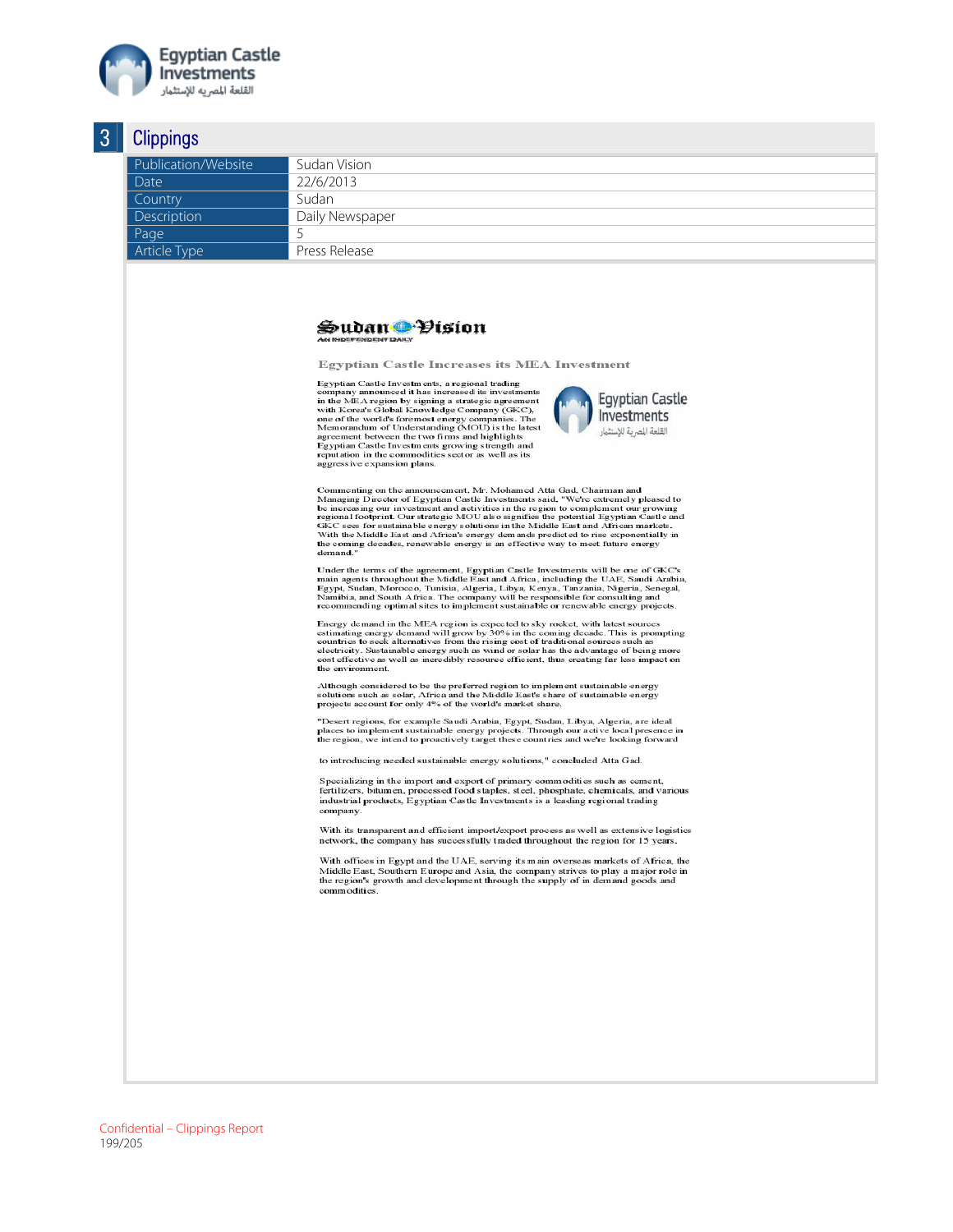# 3 Clippings

| Publication/Website | Sudan Vision |
|---|---|
| Date | 22/6/2013 |
| Country | Sudan |
| Description | Daily Newspaper |
| Page | 5 |
| Article Type | Press Release |

**Sudan Vision**
AN INDEPENDENT DAILY

## Egyptian Castle Increases its MEA Investment

Egyptian Castle Investments, a regional trading company announced it has increased its investments in the MEA region by signing a strategic agreement with Korea's Global Knowledge Company (GKC), one of the world's foremost energy companies. The Memorandum of Understanding (MOU) is the latest agreement between the two firms and highlights Egyptian Castle Investments growing strength and reputation in the commodities sector as well as its aggressive expansion plans.

Egyptian Castle Investments
القلعة المصرية للإستثمار

Commenting on the announcement, Mr. Mohamed Atta Gad, Chairman and Managing Director of Egyptian Castle Investments said, "We're extremely pleased to be increasing our investment and activities in the region to complement our growing regional footprint. Our strategic MOU also signifies the potential Egyptian Castle and GKC sees for sustainable energy solutions in the Middle East and African markets. With the Middle East and Africa's energy demands predicted to rise exponentially in the coming decades, renewable energy is an effective way to meet future energy demand."

Under the terms of the agreement, Egyptian Castle Investments will be one of GKC's main agents throughout the Middle East and Africa, including the UAE, Saudi Arabia, Egypt, Sudan, Morocco, Tunisia, Algeria, Libya, Kenya, Tanzania, Nigeria, Senegal, Namibia, and South Africa. The company will be responsible for consulting and recommending optimal sites to implement sustainable or renewable energy projects.

Energy demand in the MEA region is expected to sky rocket, with latest sources estimating energy demand will grow by 30% in the coming decade. This is prompting countries to seek alternatives from the rising cost of traditional sources such as electricity. Sustainable energy such as wind or solar has the advantage of being more cost effective as well as incredibly resource efficient, thus creating far less impact on the environment.

Although considered to be the preferred region to implement sustainable energy solutions such as solar, Africa and the Middle East's share of sustainable energy projects account for only 4% of the world's market share.

"Desert regions, for example Saudi Arabia, Egypt, Sudan, Libya, Algeria, are ideal places to implement sustainable energy projects. Through our active local presence in the region, we intend to proactively target these countries and we're looking forward

to introducing needed sustainable energy solutions," concluded Atta Gad.

Specializing in the import and export of primary commodities such as cement, fertilizers, bitumen, processed food staples, steel, phosphate, chemicals, and various industrial products, Egyptian Castle Investments is a leading regional trading company.

With its transparent and efficient import/export process as well as extensive logistics network, the company has successfully traded throughout the region for 15 years.

With offices in Egypt and the UAE, serving its main overseas markets of Africa, the Middle East, Southern Europe and Asia, the company strives to play a major role in the region"s growth and development through the supply of in demand goods and commodities.

Confidential – Clippings Report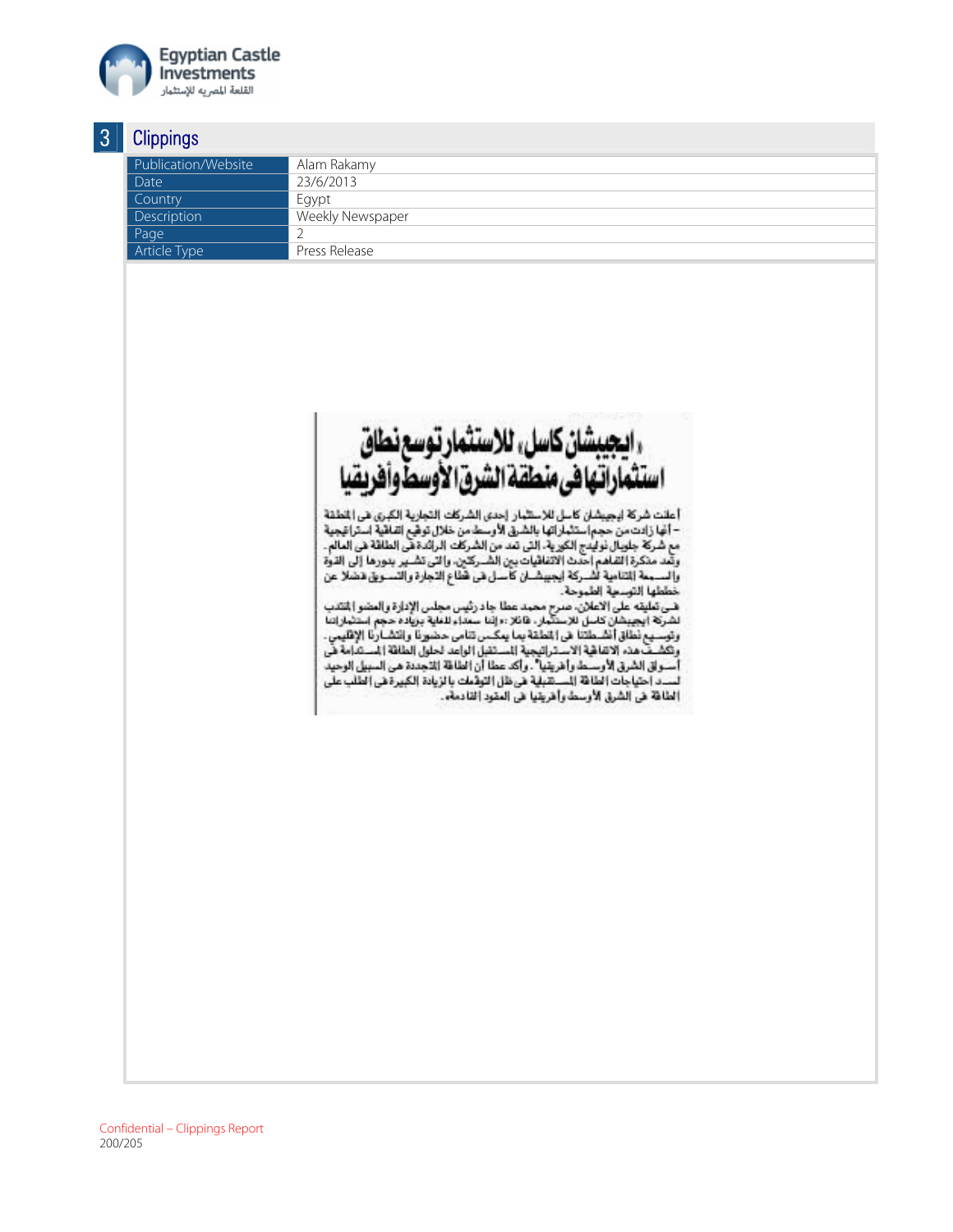## 3 Clippings

| Publication/Website | Alam Rakamy |
|---|---|
| Date | 23/6/2013 |
| Country | Egypt |
| Description | Weekly Newspaper |
| Page | 2 |
| Article Type | Press Release |

# «إيجيبشان كاسل» للاستثمار توسع نطاق استثماراتها في منطقة الشرق الأوسط وأفريقيا

أعلنت شركة إيجيبشان كاسل للاستثمار إحدى الشركات التجارية الكبرى في المنطقة - أنها زادت من حجم استثماراتها بالشرق الأوسط من خلال توقيع اتفاقية استراتيجية مع شركة جلوبال تولايدج الكورية، التي تعد من الشركات الرائدة في الطاقة في العالم. وتعد مذكرة التفاهم أحدث الاتفاقيات بين الشركتين، والتي تشير بدورها إلى القوة والسمعة النامية لشركة إيجيبشان كاسل في قطاع التجارة والتسويق فضلاً عن خططها التوسعية الطموحة.

في تعليقه على الاعلان، صرح محمد عطا جاد رئيس مجلس الإدارة والعضو المنتدب لشركة إيجيبشان كاسل للاستثمار، قائلاً: «إننا سعداء للغاية بزيادة حجم استثماراتنا وتوسيع نطاق أنشطتنا في المنطقة بما يمكس تنامي حضورنا وانتشارنا الإقليمي. وتكشف هذه الاتفاقية الاستراتيجية المستقبل الواعد لحلول الطاقة المستدامة في أسواق الشرق الأوسط وأفريقيا». وأكد عطا أن الطاقة المتجددة هي السبيل الوحيد لسد احتياجات الطاقة المستقبلية في ظل التوقعات بالزيادة الكبيرة في الطلب على الطاقة في الشرق الأوسط وأفريقيا في العقود القادمة.

Confidential – Clippings Report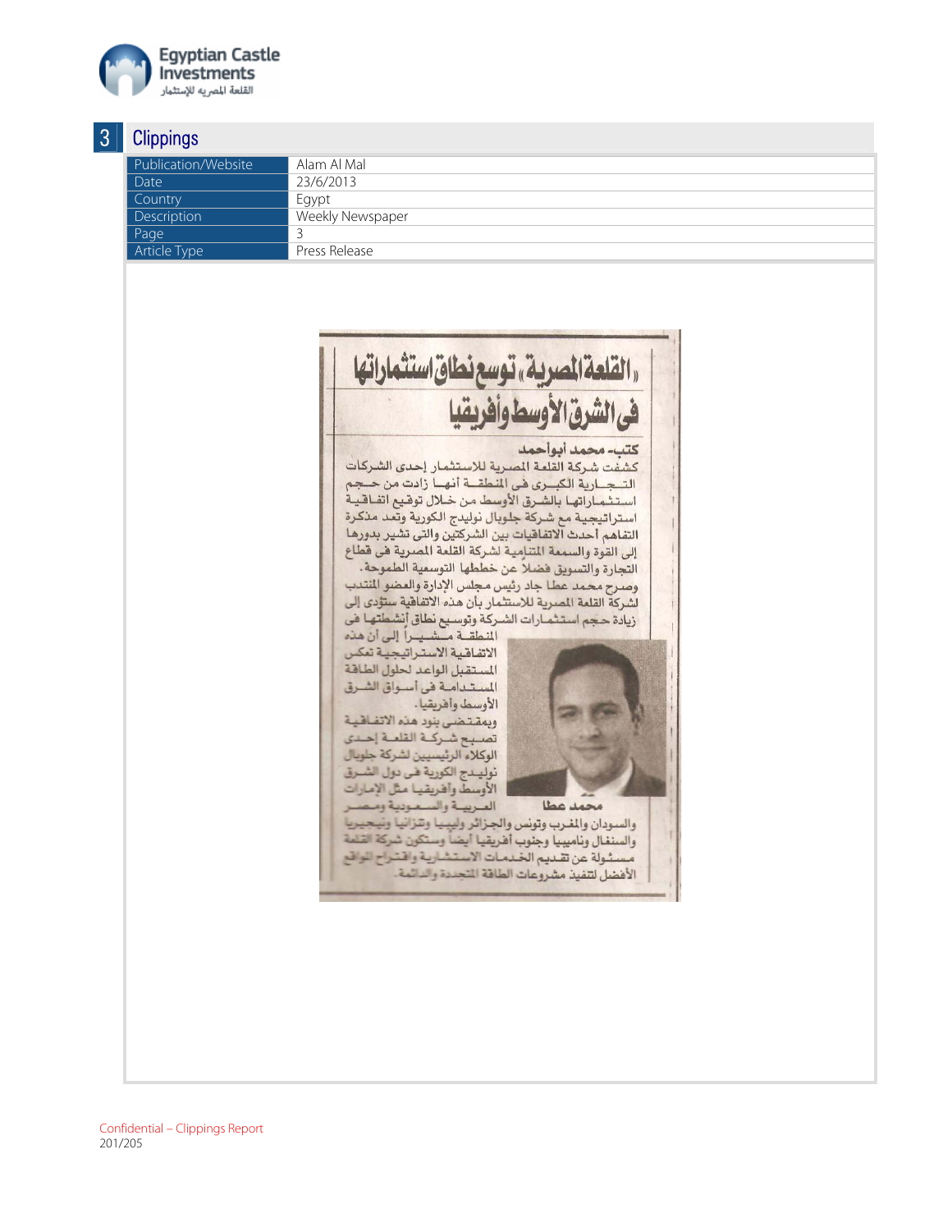## 3 Clippings

| Publication/Website | Alam Al Mal |
|---|---|
| Date | 23/6/2013 |
| Country | Egypt |
| Description | Weekly Newspaper |
| Page | 3 |
| Article Type | Press Release |

# «القلعة المصرية» توسع نطاق استثماراتها في الشرق الأوسط وأفريقيا

**كتب- محمد أبوأحمد**

كشفت شركة القلعة المصرية للاستثمار إحدى الشركات التجارية الكبرى فى المنطقة أنها زادت من حجم استثماراتها بالشرق الأوسط من خلال توقيع اتفاقية استراتيجية مع شركة جلوبال نوليدج الكورية وتعد مذكرة التفاهم أحدث الاتفاقيات بين الشركتين والتى تشير بدورها إلى القوة والسمعة المتنامية لشركة القلعة المصرية فى قطاع التجارة والتسويق فضلاً عن خططها التوسعية الطموحة.

وصرح محمد عطا جاد رئيس مجلس الإدارة والعضو المنتدب لشركة القلعة المصرية للاستثمار بأن هذه الاتفاقية ستؤدى إلى زيادة حجم استثمارات الشركة وتوسيع نطاق أنشطتها فى المنطقة مشيراً إلى أن هذه الاتفاقية الاستراتيجية تعكس المستقبل الواعد لحلول الطاقة المستدامة فى أسواق الشرق الأوسط وأفريقيا.

وبمقتضى بنود هذه الاتفاقية تصبح شركة القلعة إحدى الوكلاء الرئيسيين لشركة جلوبال نوليدج الكورية فى دول الشرق الأوسط وأفريقيا مثل الإمارات العربية والسعودية ومصر والسودان والمغرب وتونس والجزائر وليبيا وتنزانيا ونيجيريا والسنغال وناميبيا وجنوب أفريقيا أيضاً وستكون شركة القلعة مسئولة عن تقديم الخدمات الاستشارية واقتراح المواقع الأفضل لتنفيذ مشروعات الطاقة المتجددة والدائمة.

محمد عطا

Confidential – Clippings Report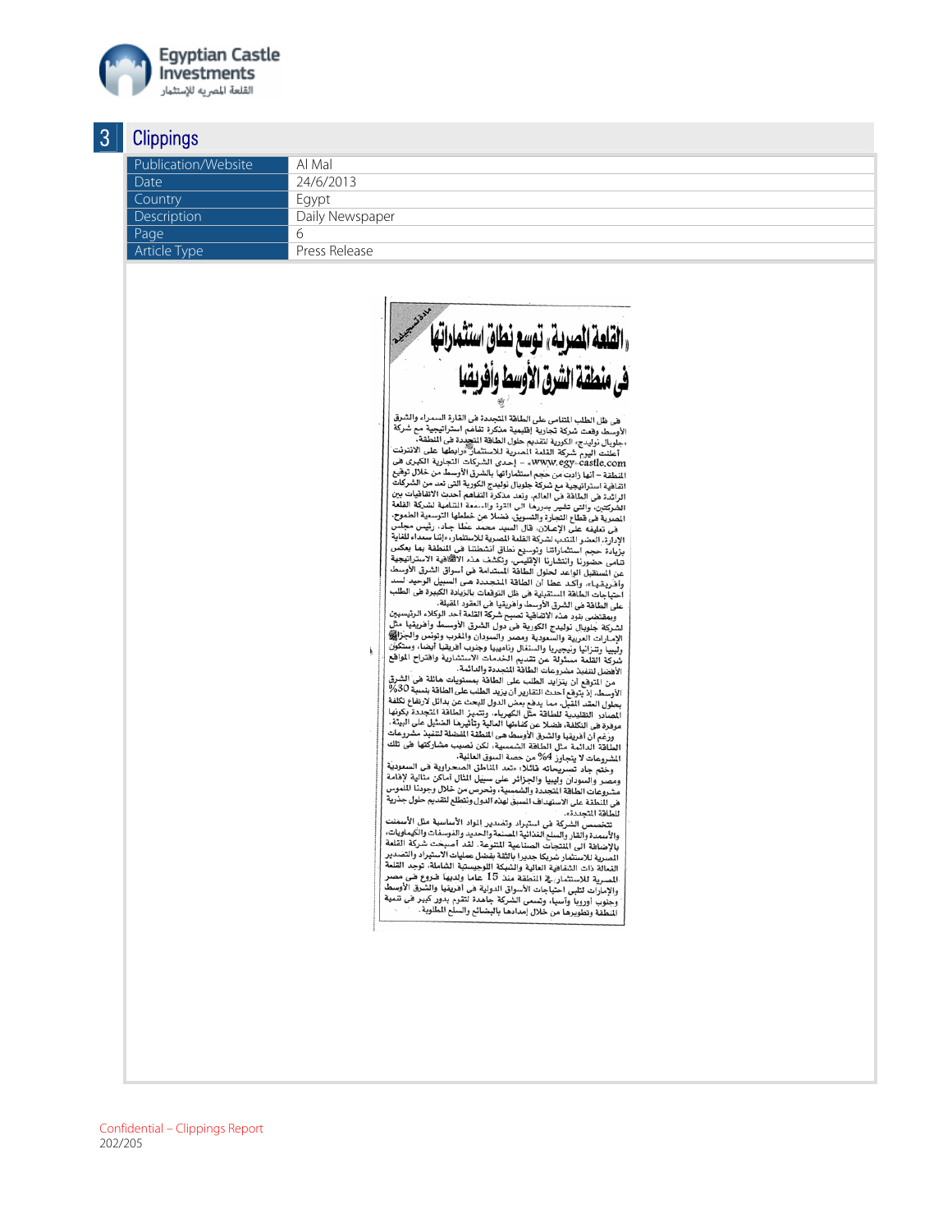## 3 Clippings

| Publication/Website | Al Mal |
|---|---|
| Date | 24/6/2013 |
| Country | Egypt |
| Description | Daily Newspaper |
| Page | 6 |
| Article Type | Press Release |

مادة تسجيلية

# «القلعة المصرية» توسع نطاق استثماراتها في منطقة الشرق الأوسط وأفريقيا

في ظل الطلب المتنامي على الطاقة المتجددة في القارة السمراء والشرق الأوسط وقعت شركة تجارية إقليمية مذكرة تفاهم استراتيجية مع شركة «جلوبال نوليدج» الكورية لتقديم حلول الطاقة المتجددة في المنطقة.

أعلنت اليوم شركة القلعة المصرية للاستثمار «رابطها على الانترنت www.egy-castle.com» - إحدى الشركات التجارية الكبرى في المنطقة - أنها زادت من حجم استثماراتها بالشرق الأوسط من خلال توقيع اتفاقية استراتيجية مع شركة جلوبال نوليدج الكورية التي تعد من الشركات الرائدة في الطاقة في العالم. وتعد مذكرة التفاهم أحدث الاتفاقيات بين الشركتين، والتي تشير بوضوح إلى القوة والسمعة المتنامية لشركة القلعة المصرية في قطاع التجارة والتسويق، فضلاً عن خططها التوسعية الطموح.

في تعليقه على الإعلان، قال السيد محمد عطا جاد، رئيس مجلس الإدارة، العضو المنتدب لشركة القلعة المصرية للاستثمار، «إننا سعداء للغاية بزيادة حجم استثماراتنا وتوسيع نطاق أنشطتنا في المنطقة بما يعكس تنامي حضورنا وانتشارنا الإقليمي، وتكشف هذه الاتفاقية الاستراتيجية عن المستقبل الواعد لحلول الطاقة المستدامة في أسواق الشرق الأوسط وأفريقيا». وأكد عطا أن الطاقة المتجددة هي السبيل الوحيد لسد احتياجات الطاقة المستقبلية في ظل التوقعات بالزيادة الكبيرة في الطلب على الطاقة في الشرق الأوسط وأفريقيا في العقود المقبلة.

وبمقتضى بنود هذه الاتفاقية تصبح شركة القلعة أحد الوكلاء الرئيسيين لشركة جلوبال نوليدج الكورية في دول الشرق الأوسط وأفريقيا مثل الإمارات العربية والسعودية ومصر والسودان والمغرب وتونس والجزائر وليبيا وتنزانيا ونيجيريا والسنغال وناميبيا وجنوب أفريقيا أيضاً، وستكون شركة القلعة مسئولة عن تقديم الخدمات الاستشارية واقتراح المواقع الأفضل لتنفيذ مشروعات الطاقة المتجددة والدائمة.

من المتوقع أن يتزايد الطلب على الطاقة بمستويات هائلة في الشرق الأوسط، إذ يتوقع أحدث التقارير أن يزيد الطلب على الطاقة بنسبة 30% بحلول العقد المقبل، مما يدفع بعض الدول للبحث عن بدائل لارتفاع تكلفة المصادر التقليدية للطاقة مثل الكهرباء، وتتميز الطاقة المتجددة بكونها موفرة في التكلفة، فضلاً عن كفاءتها العالية وتأثيرها الضئيل على البيئة.

ورغم أن أفريقيا والشرق الأوسط هي المنطقة المفضلة لتنفيذ مشروعات الطاقة الدائمة مثل الطاقة الشمسية، لكن نصيب مشاركتها في تلك المشروعات لا يتجاوز 4% من حصة السوق العالمية.

وختم جاد تصريحاته قائلاً: «تعد المناطق الصحراوية في السعودية ومصر والسودان وليبيا والجزائر على سبيل المثال أماكن مثالية لإقامة مشروعات الطاقة المتجددة والشمسية، ونحرص من خلال وجودنا الملموس في المنطقة على الاستهداف المسبق لهذه الدول ونتطلع لتقديم حلول جذرية للطاقة المتجددة».

تتخصص الشركة في استيراد وتصدير المواد الأساسية مثل الأسمنت والأسمدة والقار والسلع الغذائية المصنعة والحديد والفوسفات والكيماويات، بالإضافة إلى المنتجات الصناعية المتنوعة. لقد أصبحت شركة القلعة المصرية للاستثمار شريكاً جديراً بالثقة بفضل عمليات الاستيراد والتصدير الفعالة ذات الشفافية العالية والشبكة اللوجيستية الشاملة، توجد القلعة المصرية للاستثمار في المنطقة منذ 15 عاماً ولديها فروع في مصر والإمارات لتلبي احتياجات الأسواق الدولية في أفريقيا والشرق الأوسط وجنوب أوروبا وآسيا، وتسعى الشركة جاهدة لتقوم بدور كبير في تنمية المنطقة وتطويرها من خلال إمدادها بالبضائع والسلع المطلوبة.

Confidential – Clippings Report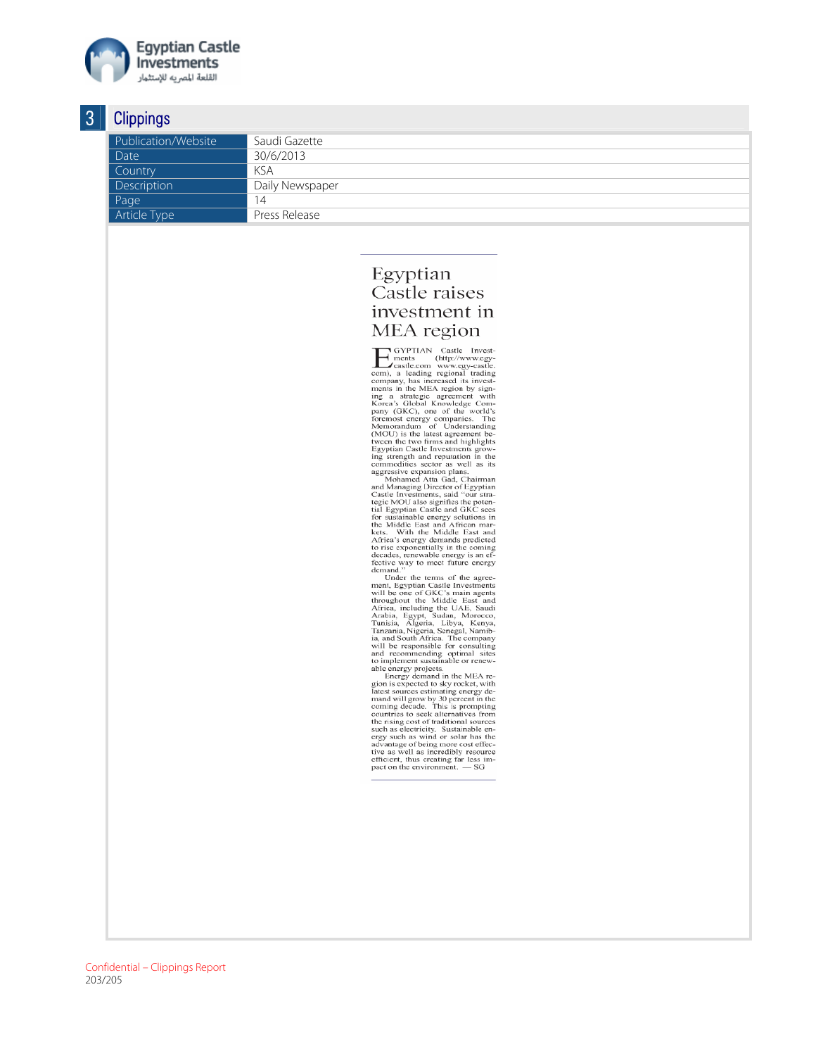Egyptian Castle Investments

القلعة المصريه للإستثمار

## 3 Clippings

| Publication/Website | Saudi Gazette |
|---|---|
| Date | 30/6/2013 |
| Country | KSA |
| Description | Daily Newspaper |
| Page | 14 |
| Article Type | Press Release |

# Egyptian Castle raises investment in MEA region

EGYPTIAN Castle Investments (http://www.egy-castle.com www.egy-castle.com), a leading regional trading company, has increased its investments in the MEA region by signing a strategic agreement with Korea's Global Knowledge Company (GKC), one of the world's foremost energy companies. The Memorandum of Understanding (MOU) is the latest agreement between the two firms and highlights Egyptian Castle Investments growing strength and reputation in the commodities sector as well as its aggressive expansion plans.

Mohamed Atta Gad, Chairman and Managing Director of Egyptian Castle Investments, said "our strategic MOU also signifies the potential Egyptian Castle and GKC sees for sustainable energy solutions in the Middle East and African markets. With the Middle East and Africa's energy demands predicted to rise exponentially in the coming decades, renewable energy is an effective way to meet future energy demand."

Under the terms of the agreement, Egyptian Castle Investments will be one of GKC's main agents throughout the Middle East and Africa, including the UAE, Saudi Arabia, Egypt, Sudan, Morocco, Tunisia, Algeria, Libya, Kenya, Tanzania, Nigeria, Senegal, Namibia, and South Africa. The company will be responsible for consulting and recommending optimal sites to implement sustainable or renewable energy projects.

Energy demand in the MEA region is expected to sky rocket, with latest sources estimating energy demand will grow by 30 percent in the coming decade. This is prompting countries to seek alternatives from the rising cost of traditional sources such as electricity. Sustainable energy such as wind or solar has the advantage of being more cost effective as well as incredibly resource efficient, thus creating far less impact on the environment. — SG

Confidential – Clippings Report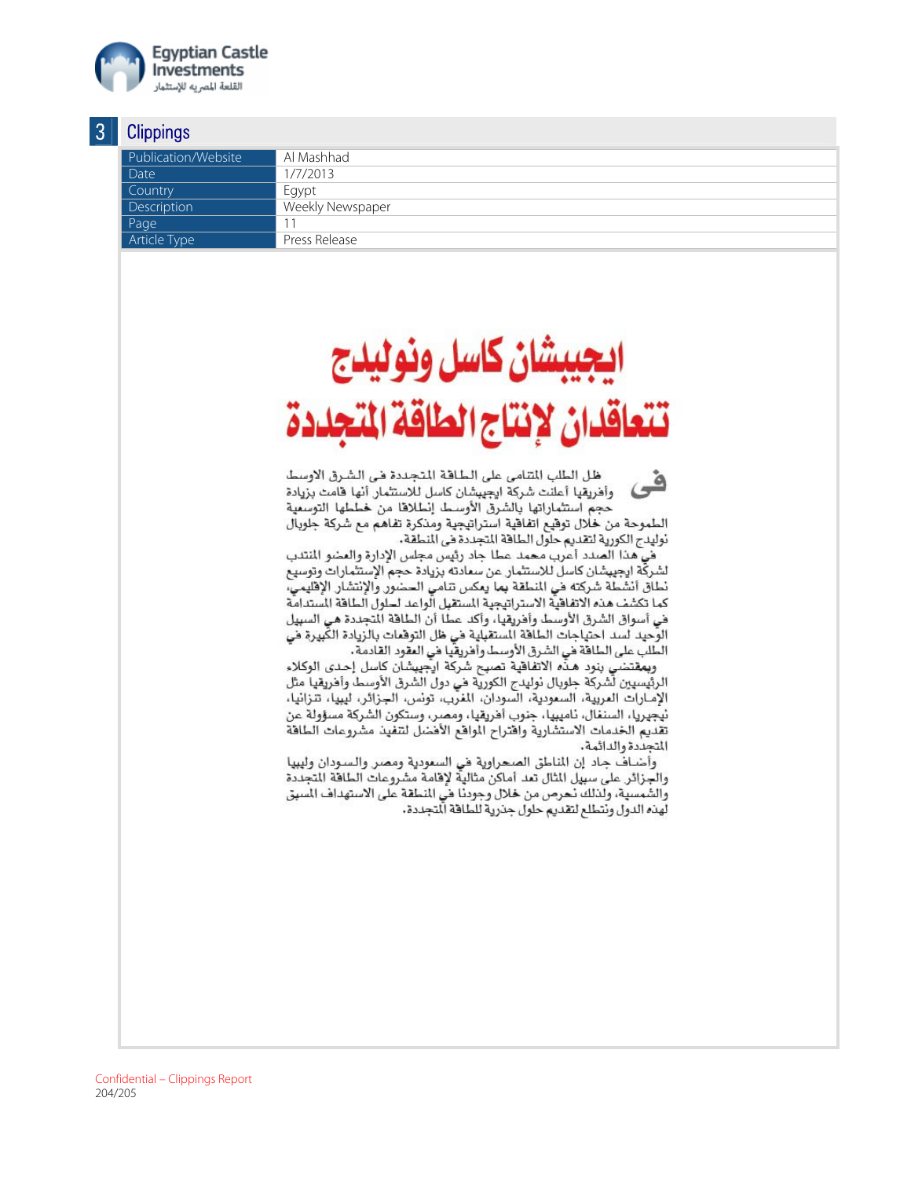## 3 Clippings

| Publication/Website | Al Mashhad |
|---|---|
| Date | 1/7/2013 |
| Country | Egypt |
| Description | Weekly Newspaper |
| Page | 11 |
| Article Type | Press Release |

# ايجيبشان كاسل ونوليدج تتعاقدان لإنتاج الطاقة المتجددة

في ظل الطلب المتنامي على الطاقة المتجددة فى الشرق الاوسط وأفريقيا أعلنت شركة ايجيبشان كاسل للاستثمار أنها قامت بزيادة حجم استثماراتها بالشرق الأوسط إنطلاقا من خططها التوسعية الطموحة من خلال توقيع اتفاقية استراتيجية ومذكرة تفاهم مع شركة جلوبال نوليدج الكورية لتقديم حلول الطاقة المتجددة فى المنطقة.

في هذا الصدد أعرب محمد عطا جاد رئيس مجلس الإدارة والعضو المنتدب لشركة ايجيبشان كاسل للاستثمار عن سعادته بزيادة حجم الإستثمارات وتوسيع نطاق أنشطة شركته في المنطقة بما يعكس تنامي الحضور والإنتشار الإقليمي، كما تكشف هذه الاتفاقية الاستراتيجية المستقبل الواعد لحلول الطاقة المستدامة في أسواق الشرق الأوسط وأفريقيا، وأكد عطا أن الطاقة المتجددة هي السبيل الوحيد لسد احتياجات الطاقة المستقبلية في ظل التوقعات بالزيادة الكبيرة في الطلب على الطاقة في الشرق الأوسط وأفريقيا في العقود القادمة.

وبمقتضى بنود هذه الاتفاقية تصبح شركة ايجيبشان كاسل إحدى الوكلاء الرئيسيين لشركة جلوبال نوليدج الكورية في دول الشرق الأوسط وأفريقيا مثل الإمارات العربية، السعودية، السودان، المغرب، تونس، الجزائر، ليبيا، تنزانيا، نيجيريا، السنغال، ناميبيا، جنوب أفريقيا، ومصر، وستكون الشركة مسؤولة عن تقديم الخدمات الاستشارية واقتراح المواقع الأفضل لتنفيذ مشروعات الطاقة المتجددة والدائمة.

وأضاف جاد إن المناطق الصحراوية في السعودية ومصر والسودان وليبيا والجزائر على سبيل المثال تعد أماكن مثالية لإقامة مشروعات الطاقة المتجددة والشمسية، ولذلك نحرص من خلال وجودنا في المنطقة على الاستهداف المسبق لهذه الدول ونتطلع لتقديم حلول جذرية للطاقة المتجددة.

Confidential – Clippings Report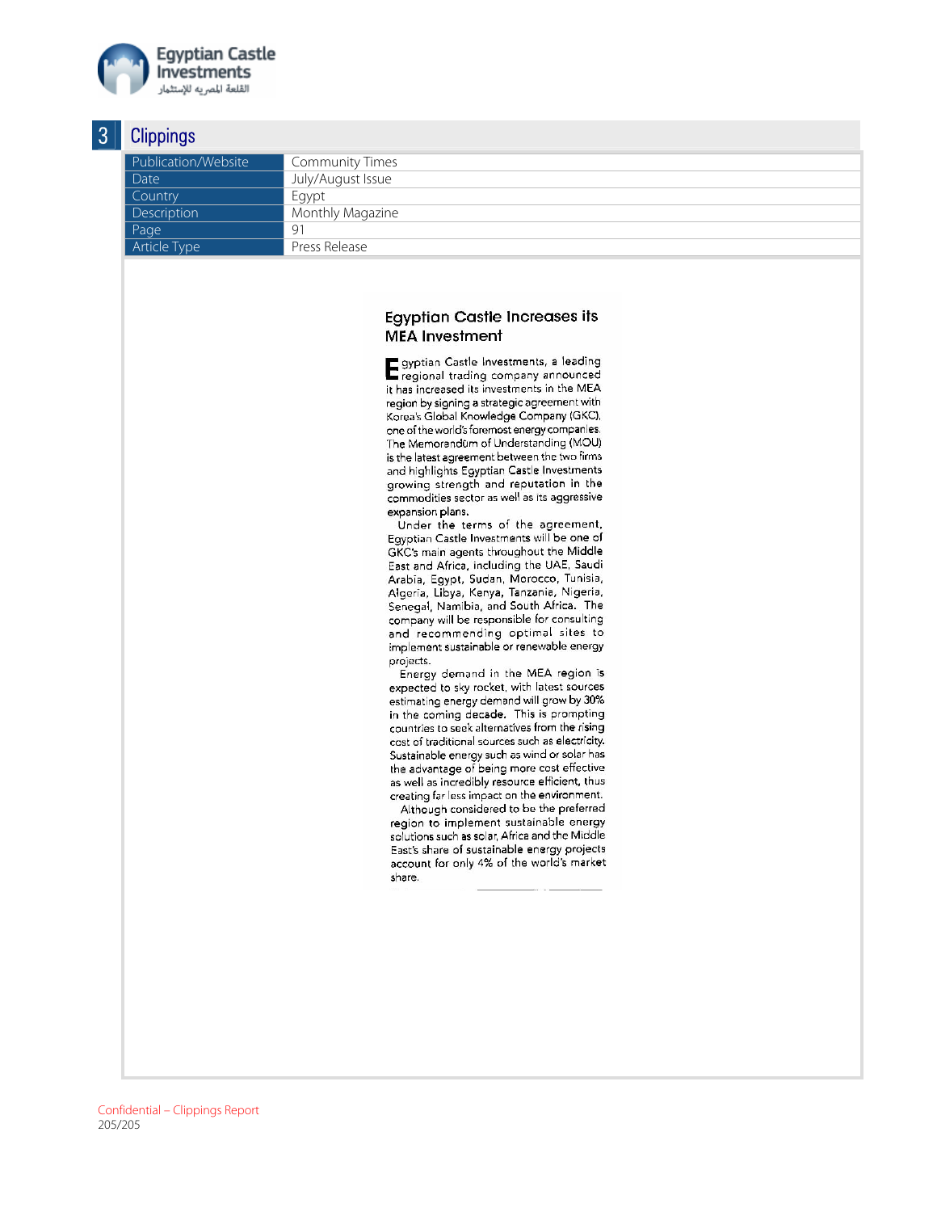## 3 Clippings

| | |
|---|---|
| Publication/Website | Community Times |
| Date | July/August Issue |
| Country | Egypt |
| Description | Monthly Magazine |
| Page | 91 |
| Article Type | Press Release |

### Egyptian Castle Increases its MEA Investment

Egyptian Castle Investments, a leading regional trading company announced it has increased its investments in the MEA region by signing a strategic agreement with Korea's Global Knowledge Company (GKC), one of the world's foremost energy companies. The Memorandum of Understanding (MOU) is the latest agreement between the two firms and highlights Egyptian Castle Investments growing strength and reputation in the commodities sector as well as its aggressive expansion plans.

Under the terms of the agreement, Egyptian Castle Investments will be one of GKC's main agents throughout the Middle East and Africa, including the UAE, Saudi Arabia, Egypt, Sudan, Morocco, Tunisia, Algeria, Libya, Kenya, Tanzania, Nigeria, Senegal, Namibia, and South Africa. The company will be responsible for consulting and recommending optimal sites to implement sustainable or renewable energy projects.

Energy demand in the MEA region is expected to sky rocket, with latest sources estimating energy demand will grow by 30% in the coming decade. This is prompting countries to seek alternatives from the rising cost of traditional sources such as electricity. Sustainable energy such as wind or solar has the advantage of being more cost effective as well as incredibly resource efficient, thus creating far less impact on the environment.

Although considered to be the preferred region to implement sustainable energy solutions such as solar, Africa and the Middle East's share of sustainable energy projects account for only 4% of the world's market share.

Confidential – Clippings Report